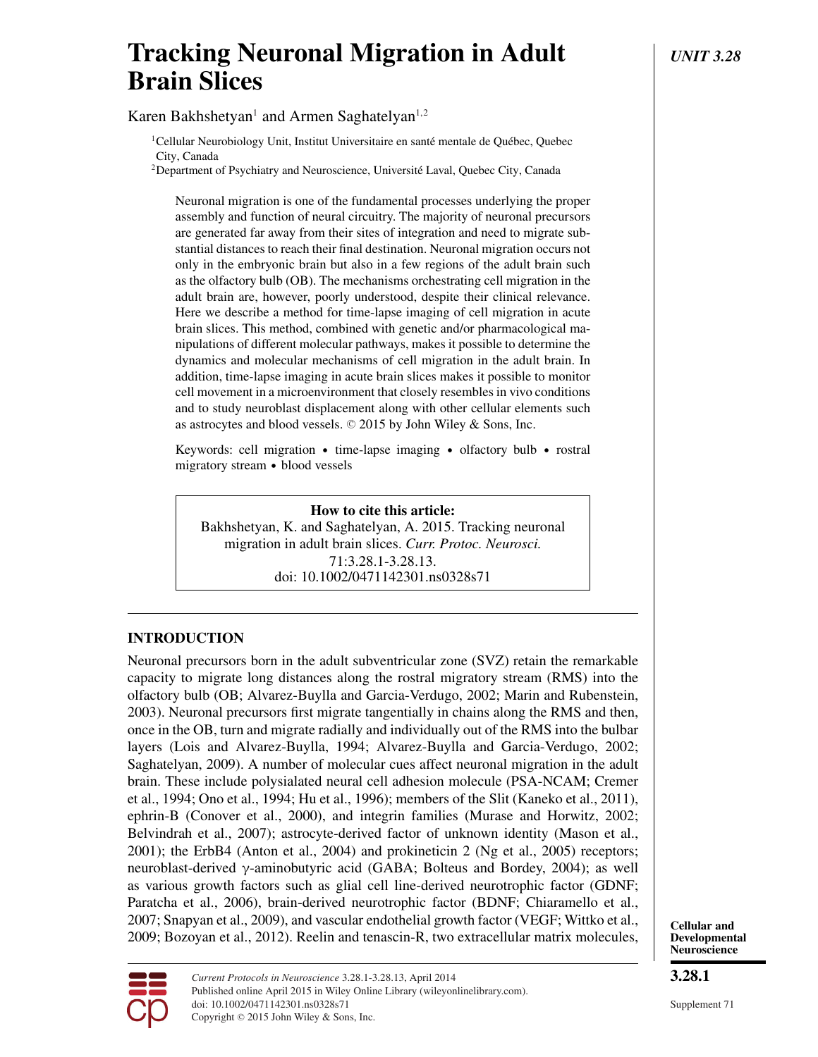# Tracking Neuronal Migration in Adult Brain Slices

UNIT 3.28

Karen Bakhshetyan[1] and Armen Saghatelyan[1,2]

[1]Cellular Neurobiology Unit, Institut Universitaire en santé mentale de Québec, Quebec City, Canada

[2]Department of Psychiatry and Neuroscience, Université Laval, Quebec City, Canada

Neuronal migration is one of the fundamental processes underlying the proper assembly and function of neural circuitry. The majority of neuronal precursors are generated far away from their sites of integration and need to migrate substantial distances to reach their final destination. Neuronal migration occurs not only in the embryonic brain but also in a few regions of the adult brain such as the olfactory bulb (OB). The mechanisms orchestrating cell migration in the adult brain are, however, poorly understood, despite their clinical relevance. Here we describe a method for time-lapse imaging of cell migration in acute brain slices. This method, combined with genetic and/or pharmacological manipulations of different molecular pathways, makes it possible to determine the dynamics and molecular mechanisms of cell migration in the adult brain. In addition, time-lapse imaging in acute brain slices makes it possible to monitor cell movement in a microenvironment that closely resembles in vivo conditions and to study neuroblast displacement along with other cellular elements such as astrocytes and blood vessels. © 2015 by John Wiley & Sons, Inc.

Keywords: cell migration • time-lapse imaging • olfactory bulb • rostral migratory stream • blood vessels

**How to cite this article:**
Bakhshetyan, K. and Saghatelyan, A. 2015. Tracking neuronal migration in adult brain slices. *Curr. Protoc. Neurosci.* 71:3.28.1-3.28.13.
doi: 10.1002/0471142301.ns0328s71

## INTRODUCTION

Neuronal precursors born in the adult subventricular zone (SVZ) retain the remarkable capacity to migrate long distances along the rostral migratory stream (RMS) into the olfactory bulb (OB; Alvarez-Buylla and Garcia-Verdugo, 2002; Marin and Rubenstein, 2003). Neuronal precursors first migrate tangentially in chains along the RMS and then, once in the OB, turn and migrate radially and individually out of the RMS into the bulbar layers (Lois and Alvarez-Buylla, 1994; Alvarez-Buylla and Garcia-Verdugo, 2002; Saghatelyan, 2009). A number of molecular cues affect neuronal migration in the adult brain. These include polysialated neural cell adhesion molecule (PSA-NCAM; Cremer et al., 1994; Ono et al., 1994; Hu et al., 1996); members of the Slit (Kaneko et al., 2011), ephrin-B (Conover et al., 2000), and integrin families (Murase and Horwitz, 2002; Belvindrah et al., 2007); astrocyte-derived factor of unknown identity (Mason et al., 2001); the ErbB4 (Anton et al., 2004) and prokineticin 2 (Ng et al., 2005) receptors; neuroblast-derived γ-aminobutyric acid (GABA; Bolteus and Bordey, 2004); as well as various growth factors such as glial cell line-derived neurotrophic factor (GDNF; Paratcha et al., 2006), brain-derived neurotrophic factor (BDNF; Chiaramello et al., 2007; Snapyan et al., 2009), and vascular endothelial growth factor (VEGF; Wittko et al., 2009; Bozoyan et al., 2012). Reelin and tenascin-R, two extracellular matrix molecules,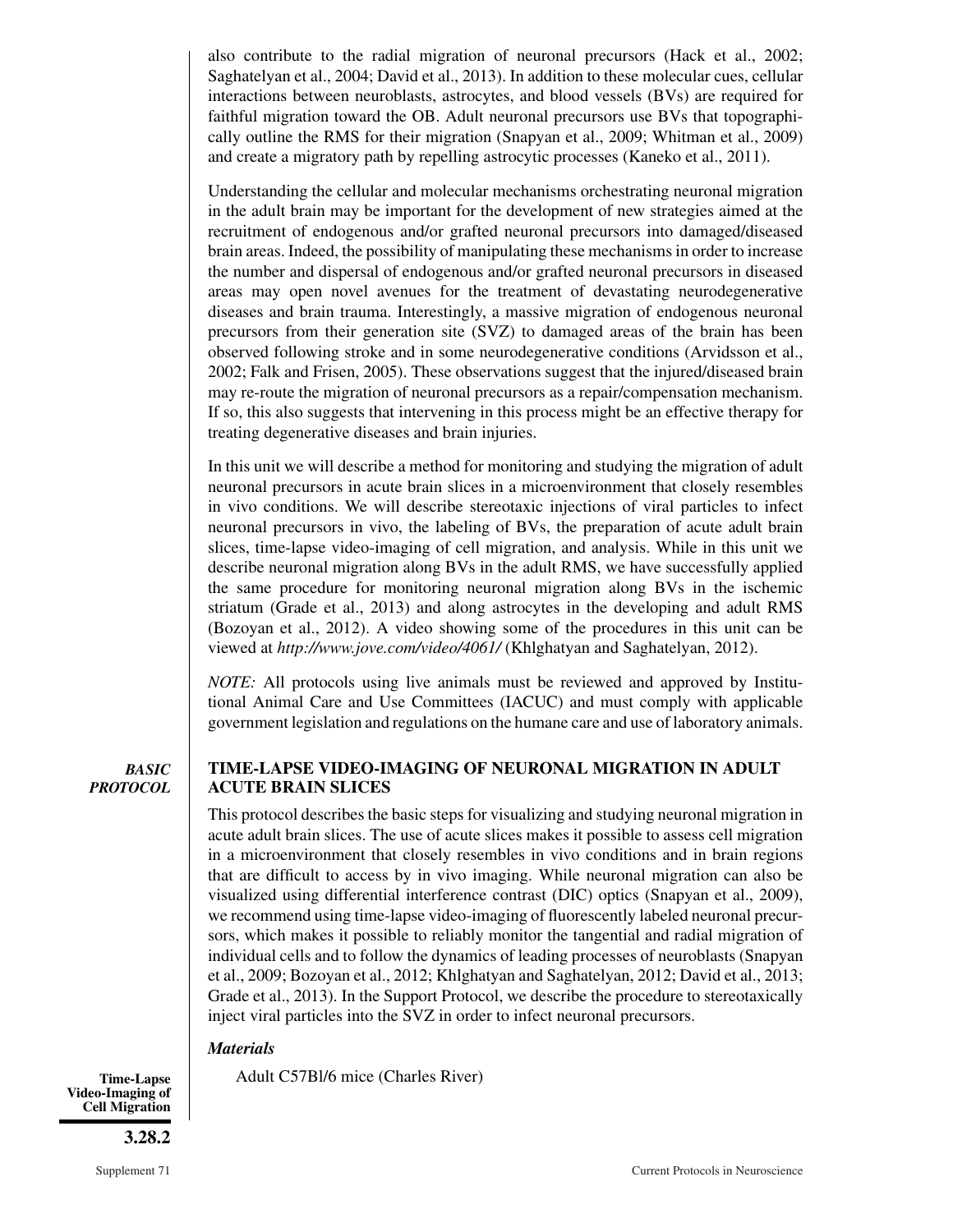also contribute to the radial migration of neuronal precursors (Hack et al., 2002; Saghatelyan et al., 2004; David et al., 2013). In addition to these molecular cues, cellular interactions between neuroblasts, astrocytes, and blood vessels (BVs) are required for faithful migration toward the OB. Adult neuronal precursors use BVs that topographically outline the RMS for their migration (Snapyan et al., 2009; Whitman et al., 2009) and create a migratory path by repelling astrocytic processes (Kaneko et al., 2011).

Understanding the cellular and molecular mechanisms orchestrating neuronal migration in the adult brain may be important for the development of new strategies aimed at the recruitment of endogenous and/or grafted neuronal precursors into damaged/diseased brain areas. Indeed, the possibility of manipulating these mechanisms in order to increase the number and dispersal of endogenous and/or grafted neuronal precursors in diseased areas may open novel avenues for the treatment of devastating neurodegenerative diseases and brain trauma. Interestingly, a massive migration of endogenous neuronal precursors from their generation site (SVZ) to damaged areas of the brain has been observed following stroke and in some neurodegenerative conditions (Arvidsson et al., 2002; Falk and Frisen, 2005). These observations suggest that the injured/diseased brain may re-route the migration of neuronal precursors as a repair/compensation mechanism. If so, this also suggests that intervening in this process might be an effective therapy for treating degenerative diseases and brain injuries.

In this unit we will describe a method for monitoring and studying the migration of adult neuronal precursors in acute brain slices in a microenvironment that closely resembles in vivo conditions. We will describe stereotaxic injections of viral particles to infect neuronal precursors in vivo, the labeling of BVs, the preparation of acute adult brain slices, time-lapse video-imaging of cell migration, and analysis. While in this unit we describe neuronal migration along BVs in the adult RMS, we have successfully applied the same procedure for monitoring neuronal migration along BVs in the ischemic striatum (Grade et al., 2013) and along astrocytes in the developing and adult RMS (Bozoyan et al., 2012). A video showing some of the procedures in this unit can be viewed at *http://www.jove.com/video/4061/* (Khlghatyan and Saghatelyan, 2012).

*NOTE:* All protocols using live animals must be reviewed and approved by Institutional Animal Care and Use Committees (IACUC) and must comply with applicable government legislation and regulations on the humane care and use of laboratory animals.

## *BASIC PROTOCOL*

## TIME-LAPSE VIDEO-IMAGING OF NEURONAL MIGRATION IN ADULT ACUTE BRAIN SLICES

This protocol describes the basic steps for visualizing and studying neuronal migration in acute adult brain slices. The use of acute slices makes it possible to assess cell migration in a microenvironment that closely resembles in vivo conditions and in brain regions that are difficult to access by in vivo imaging. While neuronal migration can also be visualized using differential interference contrast (DIC) optics (Snapyan et al., 2009), we recommend using time-lapse video-imaging of fluorescently labeled neuronal precursors, which makes it possible to reliably monitor the tangential and radial migration of individual cells and to follow the dynamics of leading processes of neuroblasts (Snapyan et al., 2009; Bozoyan et al., 2012; Khlghatyan and Saghatelyan, 2012; David et al., 2013; Grade et al., 2013). In the Support Protocol, we describe the procedure to stereotaxically inject viral particles into the SVZ in order to infect neuronal precursors.

### *Materials*

Adult C57Bl/6 mice (Charles River)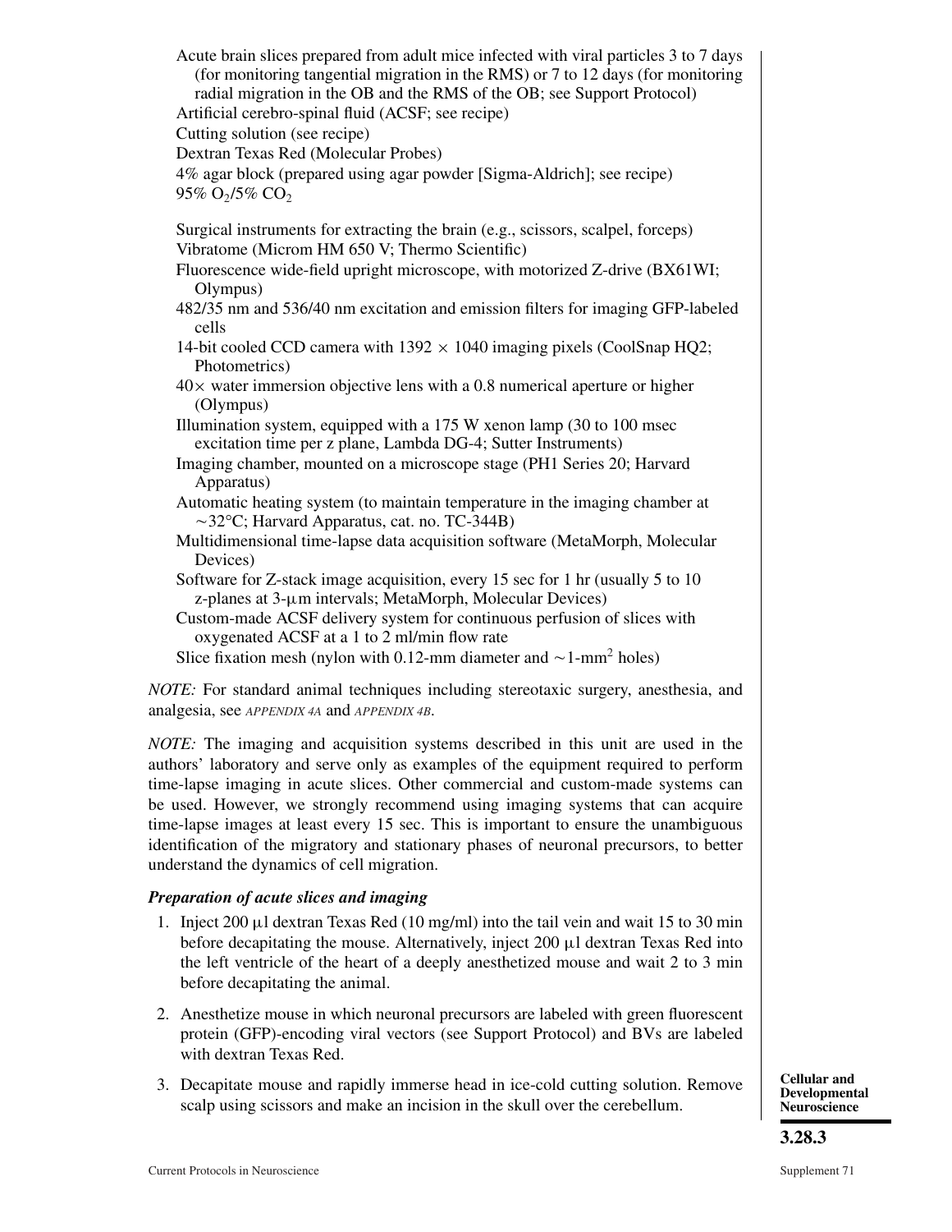Acute brain slices prepared from adult mice infected with viral particles 3 to 7 days (for monitoring tangential migration in the RMS) or 7 to 12 days (for monitoring radial migration in the OB and the RMS of the OB; see Support Protocol)
Artificial cerebro-spinal fluid (ACSF; see recipe)
Cutting solution (see recipe)
Dextran Texas Red (Molecular Probes)
4% agar block (prepared using agar powder [Sigma-Aldrich]; see recipe)
95% $O_2$/5% $CO_2$

Surgical instruments for extracting the brain (e.g., scissors, scalpel, forceps)
Vibratome (Microm HM 650 V; Thermo Scientific)
Fluorescence wide-field upright microscope, with motorized Z-drive (BX61WI; Olympus)
482/35 nm and 536/40 nm excitation and emission filters for imaging GFP-labeled cells
14-bit cooled CCD camera with 1392 × 1040 imaging pixels (CoolSnap HQ2; Photometrics)
40× water immersion objective lens with a 0.8 numerical aperture or higher (Olympus)
Illumination system, equipped with a 175 W xenon lamp (30 to 100 msec excitation time per z plane, Lambda DG-4; Sutter Instruments)
Imaging chamber, mounted on a microscope stage (PH1 Series 20; Harvard Apparatus)
Automatic heating system (to maintain temperature in the imaging chamber at ~32°C; Harvard Apparatus, cat. no. TC-344B)
Multidimensional time-lapse data acquisition software (MetaMorph, Molecular Devices)
Software for Z-stack image acquisition, every 15 sec for 1 hr (usually 5 to 10 z-planes at 3-μm intervals; MetaMorph, Molecular Devices)
Custom-made ACSF delivery system for continuous perfusion of slices with oxygenated ACSF at a 1 to 2 ml/min flow rate
Slice fixation mesh (nylon with 0.12-mm diameter and ~1-$mm^2$ holes)

*NOTE:* For standard animal techniques including stereotaxic surgery, anesthesia, and analgesia, see *APPENDIX 4A* and *APPENDIX 4B*.

*NOTE:* The imaging and acquisition systems described in this unit are used in the authors' laboratory and serve only as examples of the equipment required to perform time-lapse imaging in acute slices. Other commercial and custom-made systems can be used. However, we strongly recommend using imaging systems that can acquire time-lapse images at least every 15 sec. This is important to ensure the unambiguous identification of the migratory and stationary phases of neuronal precursors, to better understand the dynamics of cell migration.

### *Preparation of acute slices and imaging*

1. Inject 200 μl dextran Texas Red (10 mg/ml) into the tail vein and wait 15 to 30 min before decapitating the mouse. Alternatively, inject 200 μl dextran Texas Red into the left ventricle of the heart of a deeply anesthetized mouse and wait 2 to 3 min before decapitating the animal.
2. Anesthetize mouse in which neuronal precursors are labeled with green fluorescent protein (GFP)-encoding viral vectors (see Support Protocol) and BVs are labeled with dextran Texas Red.
3. Decapitate mouse and rapidly immerse head in ice-cold cutting solution. Remove scalp using scissors and make an incision in the skull over the cerebellum.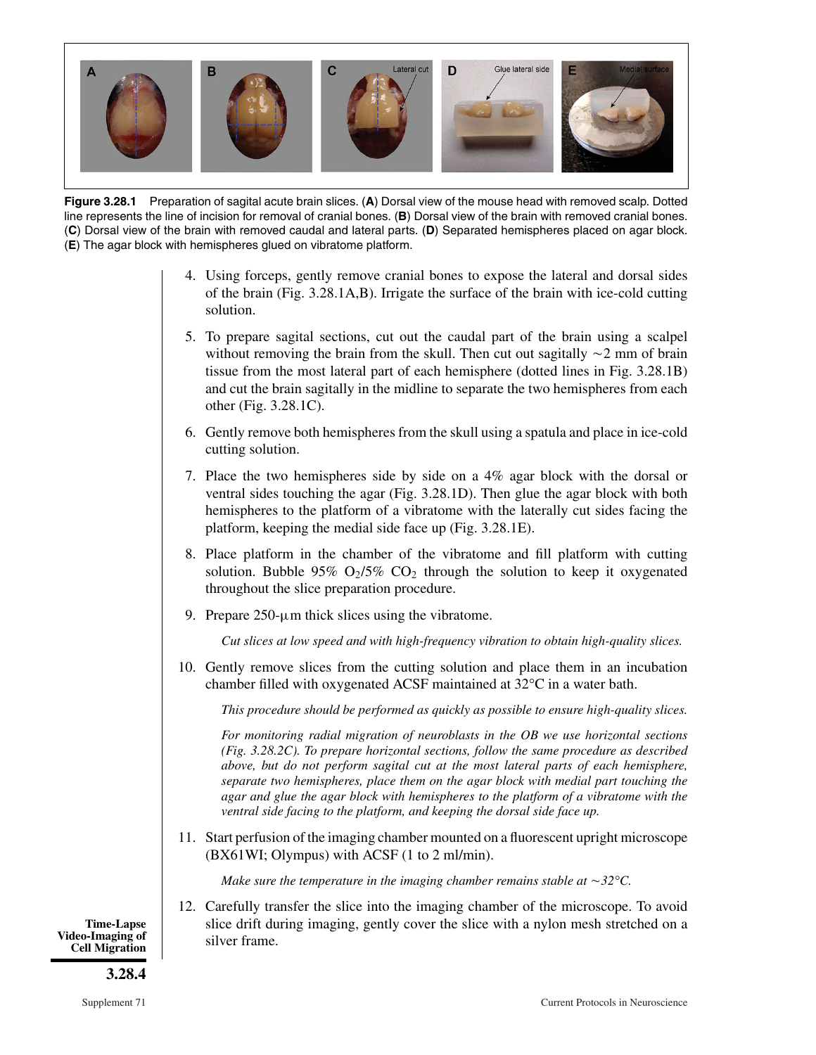**Figure 3.28.1** Preparation of sagital acute brain slices. (**A**) Dorsal view of the mouse head with removed scalp. Dotted line represents the line of incision for removal of cranial bones. (**B**) Dorsal view of the brain with removed cranial bones. (**C**) Dorsal view of the brain with removed caudal and lateral parts. (**D**) Separated hemispheres placed on agar block. (**E**) The agar block with hemispheres glued on vibratome platform.

4. Using forceps, gently remove cranial bones to expose the lateral and dorsal sides of the brain (Fig. 3.28.1A,B). Irrigate the surface of the brain with ice-cold cutting solution.

5. To prepare sagital sections, cut out the caudal part of the brain using a scalpel without removing the brain from the skull. Then cut out sagitally ~2 mm of brain tissue from the most lateral part of each hemisphere (dotted lines in Fig. 3.28.1B) and cut the brain sagitally in the midline to separate the two hemispheres from each other (Fig. 3.28.1C).

6. Gently remove both hemispheres from the skull using a spatula and place in ice-cold cutting solution.

7. Place the two hemispheres side by side on a 4% agar block with the dorsal or ventral sides touching the agar (Fig. 3.28.1D). Then glue the agar block with both hemispheres to the platform of a vibratome with the laterally cut sides facing the platform, keeping the medial side face up (Fig. 3.28.1E).

8. Place platform in the chamber of the vibratome and fill platform with cutting solution. Bubble 95% $O_2$/5% $CO_2$ through the solution to keep it oxygenated throughout the slice preparation procedure.

9. Prepare 250-μm thick slices using the vibratome.

   *Cut slices at low speed and with high-frequency vibration to obtain high-quality slices.*

10. Gently remove slices from the cutting solution and place them in an incubation chamber filled with oxygenated ACSF maintained at 32°C in a water bath.

    *This procedure should be performed as quickly as possible to ensure high-quality slices.*

    *For monitoring radial migration of neuroblasts in the OB we use horizontal sections (Fig. 3.28.2C). To prepare horizontal sections, follow the same procedure as described above, but do not perform sagital cut at the most lateral parts of each hemisphere, separate two hemispheres, place them on the agar block with medial part touching the agar and glue the agar block with hemispheres to the platform of a vibratome with the ventral side facing to the platform, and keeping the dorsal side face up.*

11. Start perfusion of the imaging chamber mounted on a fluorescent upright microscope (BX61WI; Olympus) with ACSF (1 to 2 ml/min).

    *Make sure the temperature in the imaging chamber remains stable at ~32°C.*

12. Carefully transfer the slice into the imaging chamber of the microscope. To avoid slice drift during imaging, gently cover the slice with a nylon mesh stretched on a silver frame.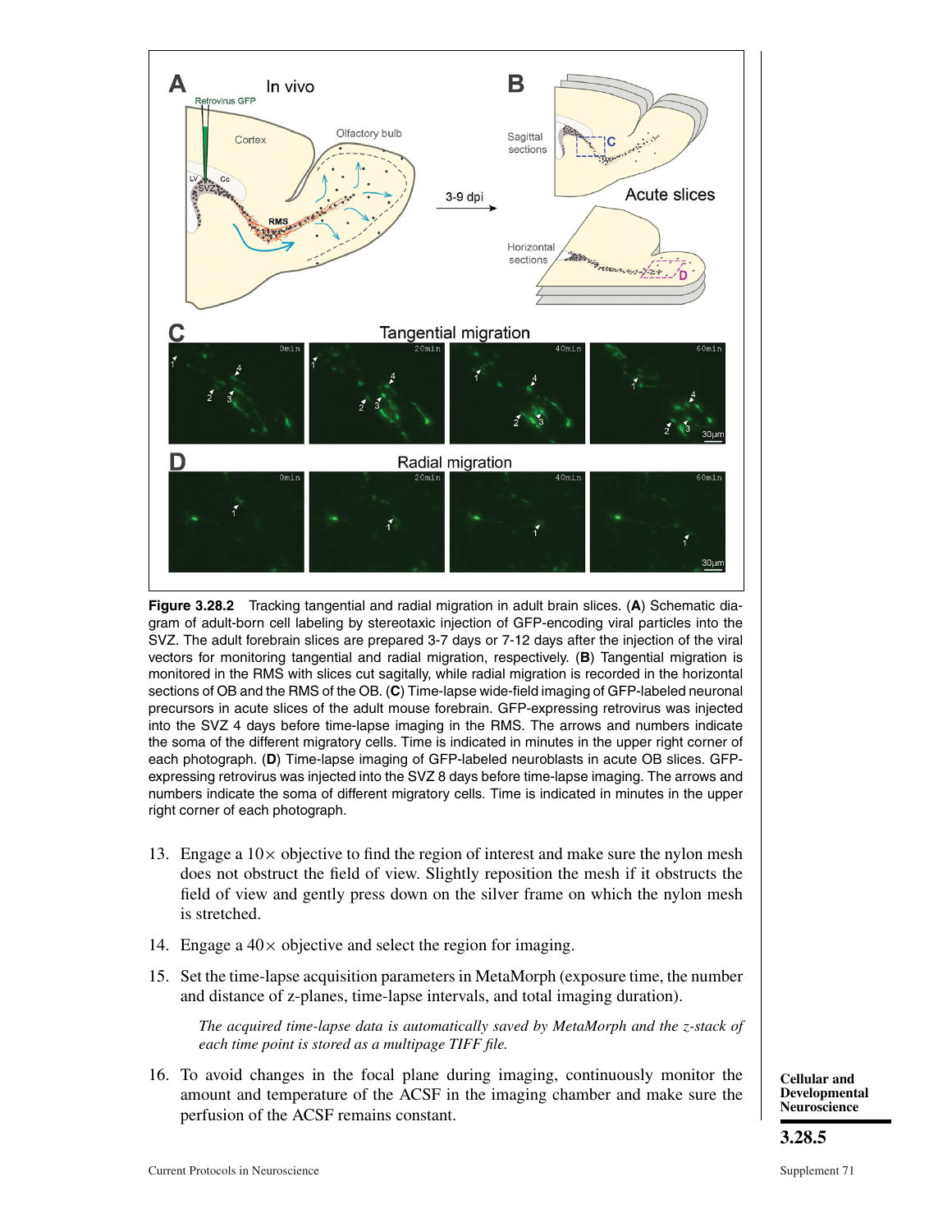**Figure 3.28.2** Tracking tangential and radial migration in adult brain slices. (**A**) Schematic diagram of adult-born cell labeling by stereotaxic injection of GFP-encoding viral particles into the SVZ. The adult forebrain slices are prepared 3-7 days or 7-12 days after the injection of the viral vectors for monitoring tangential and radial migration, respectively. (**B**) Tangential migration is monitored in the RMS with slices cut sagittally, while radial migration is recorded in the horizontal sections of OB and the RMS of the OB. (**C**) Time-lapse wide-field imaging of GFP-labeled neuronal precursors in acute slices of the adult mouse forebrain. GFP-expressing retrovirus was injected into the SVZ 4 days before time-lapse imaging in the RMS. The arrows and numbers indicate the soma of the different migratory cells. Time is indicated in minutes in the upper right corner of each photograph. (**D**) Time-lapse imaging of GFP-labeled neuroblasts in acute OB slices. GFP-expressing retrovirus was injected into the SVZ 8 days before time-lapse imaging. The arrows and numbers indicate the soma of different migratory cells. Time is indicated in minutes in the upper right corner of each photograph.

13. Engage a 10× objective to find the region of interest and make sure the nylon mesh does not obstruct the field of view. Slightly reposition the mesh if it obstructs the field of view and gently press down on the silver frame on which the nylon mesh is stretched.

14. Engage a 40× objective and select the region for imaging.

15. Set the time-lapse acquisition parameters in MetaMorph (exposure time, the number and distance of z-planes, time-lapse intervals, and total imaging duration).

    *The acquired time-lapse data is automatically saved by MetaMorph and the z-stack of each time point is stored as a multipage TIFF file.*

16. To avoid changes in the focal plane during imaging, continuously monitor the amount and temperature of the ACSF in the imaging chamber and make sure the perfusion of the ACSF remains constant.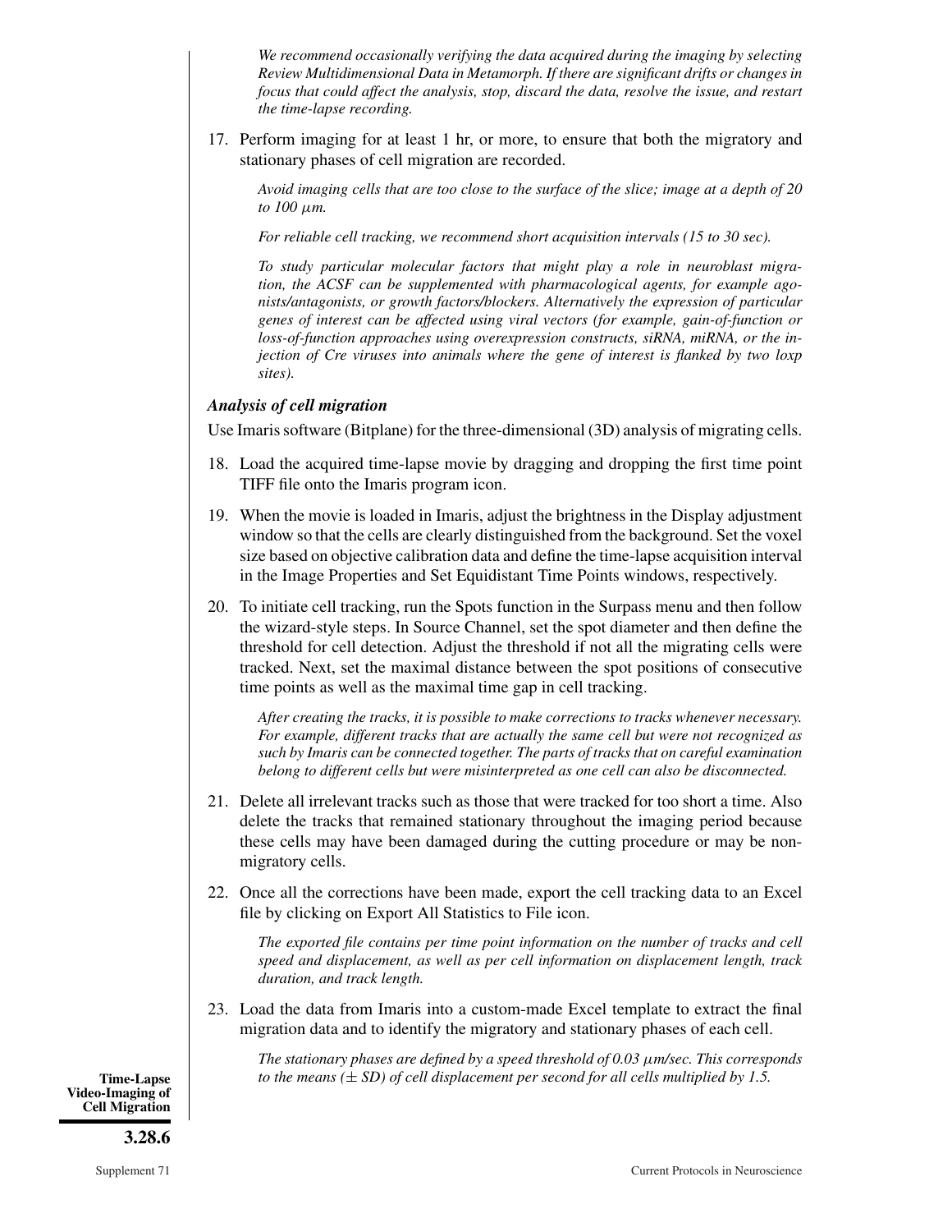*We recommend occasionally verifying the data acquired during the imaging by selecting Review Multidimensional Data in Metamorph. If there are significant drifts or changes in focus that could affect the analysis, stop, discard the data, resolve the issue, and restart the time-lapse recording.*

17. Perform imaging for at least 1 hr, or more, to ensure that both the migratory and stationary phases of cell migration are recorded.

    *Avoid imaging cells that are too close to the surface of the slice; image at a depth of 20 to 100 μm.*

    *For reliable cell tracking, we recommend short acquisition intervals (15 to 30 sec).*

    *To study particular molecular factors that might play a role in neuroblast migration, the ACSF can be supplemented with pharmacological agents, for example agonists/antagonists, or growth factors/blockers. Alternatively the expression of particular genes of interest can be affected using viral vectors (for example, gain-of-function or loss-of-function approaches using overexpression constructs, siRNA, miRNA, or the injection of Cre viruses into animals where the gene of interest is flanked by two loxp sites).*

### *Analysis of cell migration*

Use Imaris software (Bitplane) for the three-dimensional (3D) analysis of migrating cells.

18. Load the acquired time-lapse movie by dragging and dropping the first time point TIFF file onto the Imaris program icon.

19. When the movie is loaded in Imaris, adjust the brightness in the Display adjustment window so that the cells are clearly distinguished from the background. Set the voxel size based on objective calibration data and define the time-lapse acquisition interval in the Image Properties and Set Equidistant Time Points windows, respectively.

20. To initiate cell tracking, run the Spots function in the Surpass menu and then follow the wizard-style steps. In Source Channel, set the spot diameter and then define the threshold for cell detection. Adjust the threshold if not all the migrating cells were tracked. Next, set the maximal distance between the spot positions of consecutive time points as well as the maximal time gap in cell tracking.

    *After creating the tracks, it is possible to make corrections to tracks whenever necessary. For example, different tracks that are actually the same cell but were not recognized as such by Imaris can be connected together. The parts of tracks that on careful examination belong to different cells but were misinterpreted as one cell can also be disconnected.*

21. Delete all irrelevant tracks such as those that were tracked for too short a time. Also delete the tracks that remained stationary throughout the imaging period because these cells may have been damaged during the cutting procedure or may be non-migratory cells.

22. Once all the corrections have been made, export the cell tracking data to an Excel file by clicking on Export All Statistics to File icon.

    *The exported file contains per time point information on the number of tracks and cell speed and displacement, as well as per cell information on displacement length, track duration, and track length.*

23. Load the data from Imaris into a custom-made Excel template to extract the final migration data and to identify the migratory and stationary phases of each cell.

    *The stationary phases are defined by a speed threshold of 0.03 μm/sec. This corresponds to the means (± SD) of cell displacement per second for all cells multiplied by 1.5.*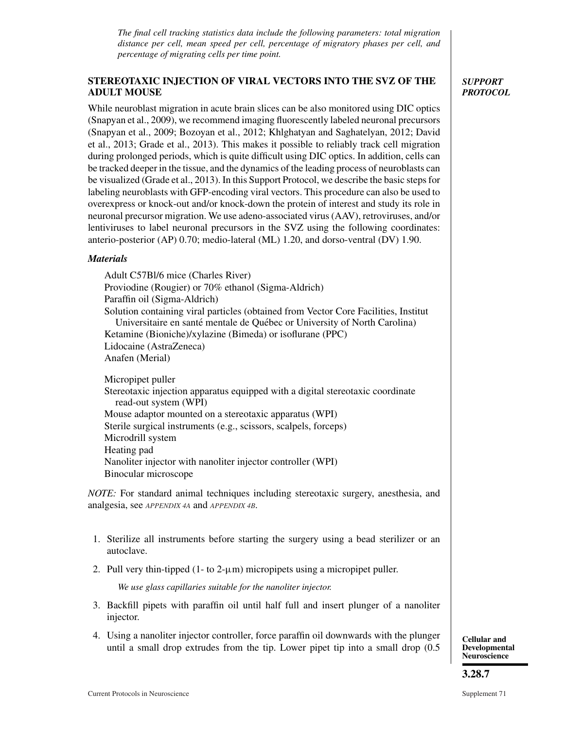*The final cell tracking statistics data include the following parameters: total migration distance per cell, mean speed per cell, percentage of migratory phases per cell, and percentage of migrating cells per time point.*

## STEREOTAXIC INJECTION OF VIRAL VECTORS INTO THE SVZ OF THE ADULT MOUSE

***SUPPORT PROTOCOL***

While neuroblast migration in acute brain slices can be also monitored using DIC optics (Snapyan et al., 2009), we recommend imaging fluorescently labeled neuronal precursors (Snapyan et al., 2009; Bozoyan et al., 2012; Khlghatyan and Saghatelyan, 2012; David et al., 2013; Grade et al., 2013). This makes it possible to reliably track cell migration during prolonged periods, which is quite difficult using DIC optics. In addition, cells can be tracked deeper in the tissue, and the dynamics of the leading process of neuroblasts can be visualized (Grade et al., 2013). In this Support Protocol, we describe the basic steps for labeling neuroblasts with GFP-encoding viral vectors. This procedure can also be used to overexpress or knock-out and/or knock-down the protein of interest and study its role in neuronal precursor migration. We use adeno-associated virus (AAV), retroviruses, and/or lentiviruses to label neuronal precursors in the SVZ using the following coordinates: anterio-posterior (AP) 0.70; medio-lateral (ML) 1.20, and dorso-ventral (DV) 1.90.

### *Materials*

Adult C57Bl/6 mice (Charles River)
Proviodine (Rougier) or 70% ethanol (Sigma-Aldrich)
Paraffin oil (Sigma-Aldrich)
Solution containing viral particles (obtained from Vector Core Facilities, Institut Universitaire en santé mentale de Québec or University of North Carolina)
Ketamine (Bioniche)/xylazine (Bimeda) or isoflurane (PPC)
Lidocaine (AstraZeneca)
Anafen (Merial)

Micropipet puller
Stereotaxic injection apparatus equipped with a digital stereotaxic coordinate read-out system (WPI)
Mouse adaptor mounted on a stereotaxic apparatus (WPI)
Sterile surgical instruments (e.g., scissors, scalpels, forceps)
Microdrill system
Heating pad
Nanoliter injector with nanoliter injector controller (WPI)
Binocular microscope

*NOTE:* For standard animal techniques including stereotaxic surgery, anesthesia, and analgesia, see *APPENDIX 4A* and *APPENDIX 4B*.

1. Sterilize all instruments before starting the surgery using a bead sterilizer or an autoclave.
2. Pull very thin-tipped (1- to 2-μm) micropipets using a micropipet puller.

   *We use glass capillaries suitable for the nanoliter injector.*

3. Backfill pipets with paraffin oil until half full and insert plunger of a nanoliter injector.
4. Using a nanoliter injector controller, force paraffin oil downwards with the plunger until a small drop extrudes from the tip. Lower pipet tip into a small drop (0.5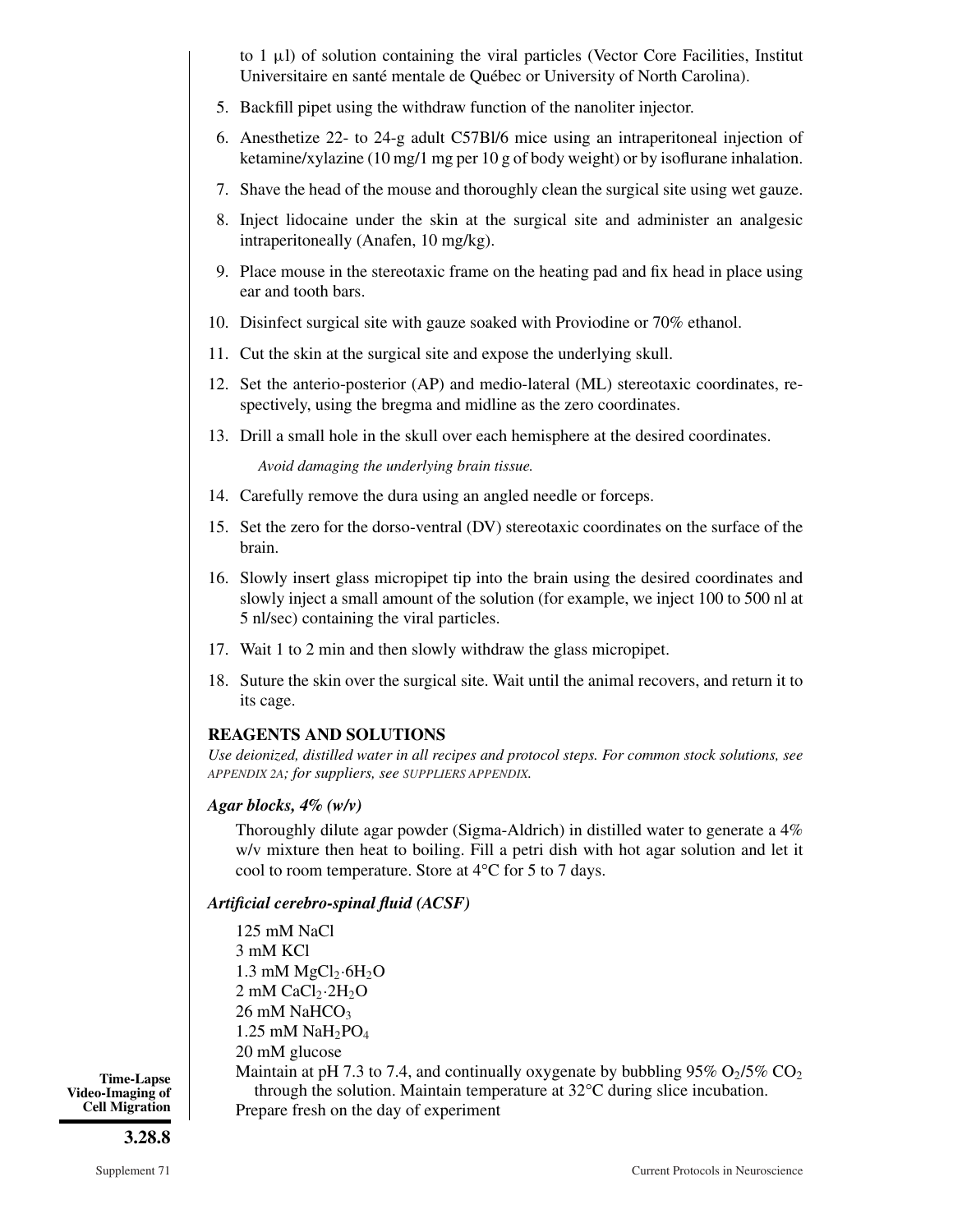to 1 μl) of solution containing the viral particles (Vector Core Facilities, Institut Universitaire en santé mentale de Québec or University of North Carolina).

5. Backfill pipet using the withdraw function of the nanoliter injector.
6. Anesthetize 22- to 24-g adult C57Bl/6 mice using an intraperitoneal injection of ketamine/xylazine (10 mg/1 mg per 10 g of body weight) or by isoflurane inhalation.
7. Shave the head of the mouse and thoroughly clean the surgical site using wet gauze.
8. Inject lidocaine under the skin at the surgical site and administer an analgesic intraperitoneally (Anafen, 10 mg/kg).
9. Place mouse in the stereotaxic frame on the heating pad and fix head in place using ear and tooth bars.
10. Disinfect surgical site with gauze soaked with Proviodine or 70% ethanol.
11. Cut the skin at the surgical site and expose the underlying skull.
12. Set the anterio-posterior (AP) and medio-lateral (ML) stereotaxic coordinates, respectively, using the bregma and midline as the zero coordinates.
13. Drill a small hole in the skull over each hemisphere at the desired coordinates.

    *Avoid damaging the underlying brain tissue.*

14. Carefully remove the dura using an angled needle or forceps.
15. Set the zero for the dorso-ventral (DV) stereotaxic coordinates on the surface of the brain.
16. Slowly insert glass micropipet tip into the brain using the desired coordinates and slowly inject a small amount of the solution (for example, we inject 100 to 500 nl at 5 nl/sec) containing the viral particles.
17. Wait 1 to 2 min and then slowly withdraw the glass micropipet.
18. Suture the skin over the surgical site. Wait until the animal recovers, and return it to its cage.

## REAGENTS AND SOLUTIONS

*Use deionized, distilled water in all recipes and protocol steps. For common stock solutions, see APPENDIX 2A; for suppliers, see SUPPLIERS APPENDIX.*

### *Agar blocks, 4% (w/v)*

Thoroughly dilute agar powder (Sigma-Aldrich) in distilled water to generate a 4% w/v mixture then heat to boiling. Fill a petri dish with hot agar solution and let it cool to room temperature. Store at 4°C for 5 to 7 days.

### *Artificial cerebro-spinal fluid (ACSF)*

125 mM NaCl
3 mM KCl
1.3 mM $MgCl_2 \cdot 6H_2O$
2 mM $CaCl_2 \cdot 2H_2O$
26 mM $NaHCO_3$
1.25 mM $NaH_2PO_4$
20 mM glucose
Maintain at pH 7.3 to 7.4, and continually oxygenate by bubbling 95% $O_2$/5% $CO_2$ through the solution. Maintain temperature at 32°C during slice incubation.
Prepare fresh on the day of experiment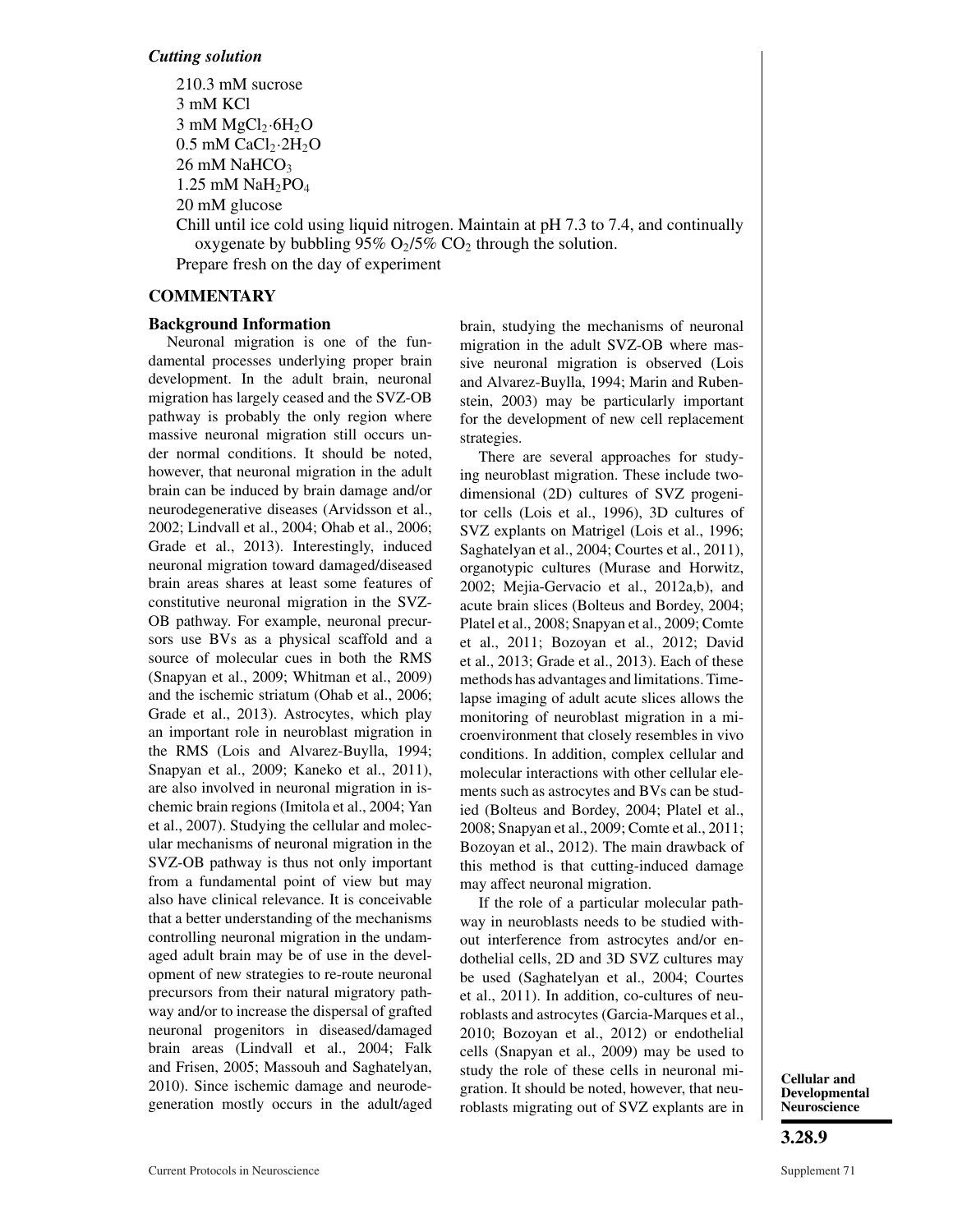*Cutting solution*

210.3 mM sucrose
3 mM KCl
3 mM $MgCl_2 \cdot 6H_2O$
0.5 mM $CaCl_2 \cdot 2H_2O$
26 mM $NaHCO_3$
1.25 mM $NaH_2PO_4$
20 mM glucose

Chill until ice cold using liquid nitrogen. Maintain at pH 7.3 to 7.4, and continually oxygenate by bubbling 95% $O_2$/5% $CO_2$ through the solution.

Prepare fresh on the day of experiment

## COMMENTARY

### Background Information

Neuronal migration is one of the fundamental processes underlying proper brain development. In the adult brain, neuronal migration has largely ceased and the SVZ-OB pathway is probably the only region where massive neuronal migration still occurs under normal conditions. It should be noted, however, that neuronal migration in the adult brain can be induced by brain damage and/or neurodegenerative diseases (Arvidsson et al., 2002; Lindvall et al., 2004; Ohab et al., 2006; Grade et al., 2013). Interestingly, induced neuronal migration toward damaged/diseased brain areas shares at least some features of constitutive neuronal migration in the SVZ-OB pathway. For example, neuronal precursors use BVs as a physical scaffold and a source of molecular cues in both the RMS (Snapyan et al., 2009; Whitman et al., 2009) and the ischemic striatum (Ohab et al., 2006; Grade et al., 2013). Astrocytes, which play an important role in neuroblast migration in the RMS (Lois and Alvarez-Buylla, 1994; Snapyan et al., 2009; Kaneko et al., 2011), are also involved in neuronal migration in ischemic brain regions (Imitola et al., 2004; Yan et al., 2007). Studying the cellular and molecular mechanisms of neuronal migration in the SVZ-OB pathway is thus not only important from a fundamental point of view but may also have clinical relevance. It is conceivable that a better understanding of the mechanisms controlling neuronal migration in the undamaged adult brain may be of use in the development of new strategies to re-route neuronal precursors from their natural migratory pathway and/or to increase the dispersal of grafted neuronal progenitors in diseased/damaged brain areas (Lindvall et al., 2004; Falk and Frisen, 2005; Massouh and Saghatelyan, 2010). Since ischemic damage and neurodegeneration mostly occurs in the adult/aged brain, studying the mechanisms of neuronal migration in the adult SVZ-OB where massive neuronal migration is observed (Lois and Alvarez-Buylla, 1994; Marin and Rubenstein, 2003) may be particularly important for the development of new cell replacement strategies.

There are several approaches for studying neuroblast migration. These include two-dimensional (2D) cultures of SVZ progenitor cells (Lois et al., 1996), 3D cultures of SVZ explants on Matrigel (Lois et al., 1996; Saghatelyan et al., 2004; Courtes et al., 2011), organotypic cultures (Murase and Horwitz, 2002; Mejia-Gervacio et al., 2012a,b), and acute brain slices (Bolteus and Bordey, 2004; Platel et al., 2008; Snapyan et al., 2009; Comte et al., 2011; Bozoyan et al., 2012; David et al., 2013; Grade et al., 2013). Each of these methods has advantages and limitations. Time-lapse imaging of adult acute slices allows the monitoring of neuroblast migration in a microenvironment that closely resembles in vivo conditions. In addition, complex cellular and molecular interactions with other cellular elements such as astrocytes and BVs can be studied (Bolteus and Bordey, 2004; Platel et al., 2008; Snapyan et al., 2009; Comte et al., 2011; Bozoyan et al., 2012). The main drawback of this method is that cutting-induced damage may affect neuronal migration.

If the role of a particular molecular pathway in neuroblasts needs to be studied without interference from astrocytes and/or endothelial cells, 2D and 3D SVZ cultures may be used (Saghatelyan et al., 2004; Courtes et al., 2011). In addition, co-cultures of neuroblasts and astrocytes (Garcia-Marques et al., 2010; Bozoyan et al., 2012) or endothelial cells (Snapyan et al., 2009) may be used to study the role of these cells in neuronal migration. It should be noted, however, that neuroblasts migrating out of SVZ explants are in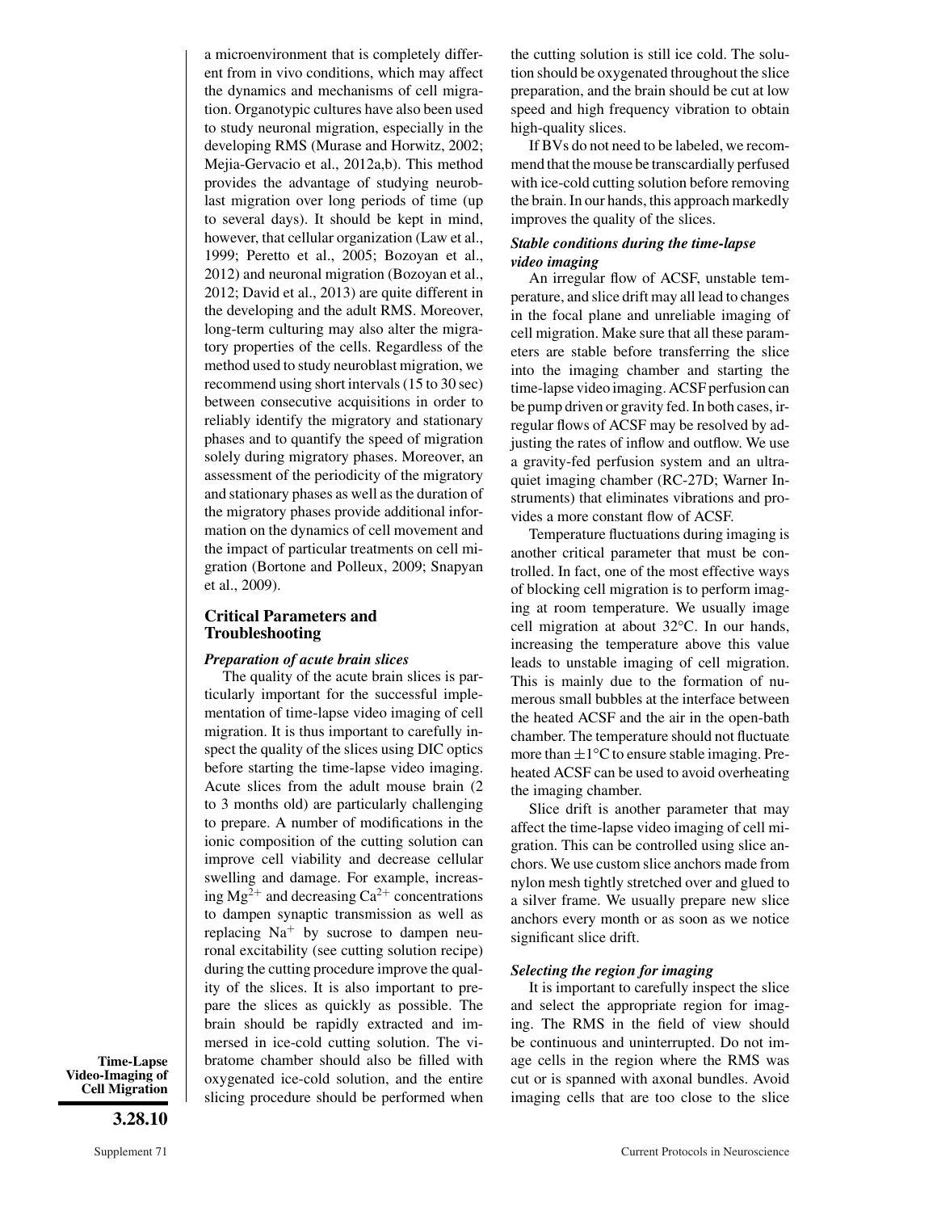a microenvironment that is completely different from in vivo conditions, which may affect the dynamics and mechanisms of cell migration. Organotypic cultures have also been used to study neuronal migration, especially in the developing RMS (Murase and Horwitz, 2002; Mejia-Gervacio et al., 2012a,b). This method provides the advantage of studying neuroblast migration over long periods of time (up to several days). It should be kept in mind, however, that cellular organization (Law et al., 1999; Peretto et al., 2005; Bozoyan et al., 2012) and neuronal migration (Bozoyan et al., 2012; David et al., 2013) are quite different in the developing and the adult RMS. Moreover, long-term culturing may also alter the migratory properties of the cells. Regardless of the method used to study neuroblast migration, we recommend using short intervals (15 to 30 sec) between consecutive acquisitions in order to reliably identify the migratory and stationary phases and to quantify the speed of migration solely during migratory phases. Moreover, an assessment of the periodicity of the migratory and stationary phases as well as the duration of the migratory phases provide additional information on the dynamics of cell movement and the impact of particular treatments on cell migration (Bortone and Polleux, 2009; Snapyan et al., 2009).

## Critical Parameters and Troubleshooting

### *Preparation of acute brain slices*

The quality of the acute brain slices is particularly important for the successful implementation of time-lapse video imaging of cell migration. It is thus important to carefully inspect the quality of the slices using DIC optics before starting the time-lapse video imaging. Acute slices from the adult mouse brain (2 to 3 months old) are particularly challenging to prepare. A number of modifications in the ionic composition of the cutting solution can improve cell viability and decrease cellular swelling and damage. For example, increasing $Mg^{2+}$ and decreasing $Ca^{2+}$ concentrations to dampen synaptic transmission as well as replacing $Na^{+}$ by sucrose to dampen neuronal excitability (see cutting solution recipe) during the cutting procedure improve the quality of the slices. It is also important to prepare the slices as quickly as possible. The brain should be rapidly extracted and immersed in ice-cold cutting solution. The vibratome chamber should also be filled with oxygenated ice-cold solution, and the entire slicing procedure should be performed when the cutting solution is still ice cold. The solution should be oxygenated throughout the slice preparation, and the brain should be cut at low speed and high frequency vibration to obtain high-quality slices.

If BVs do not need to be labeled, we recommend that the mouse be transcardially perfused with ice-cold cutting solution before removing the brain. In our hands, this approach markedly improves the quality of the slices.

### *Stable conditions during the time-lapse video imaging*

An irregular flow of ACSF, unstable temperature, and slice drift may all lead to changes in the focal plane and unreliable imaging of cell migration. Make sure that all these parameters are stable before transferring the slice into the imaging chamber and starting the time-lapse video imaging. ACSF perfusion can be pump driven or gravity fed. In both cases, irregular flows of ACSF may be resolved by adjusting the rates of inflow and outflow. We use a gravity-fed perfusion system and an ultra-quiet imaging chamber (RC-27D; Warner Instruments) that eliminates vibrations and provides a more constant flow of ACSF.

Temperature fluctuations during imaging is another critical parameter that must be controlled. In fact, one of the most effective ways of blocking cell migration is to perform imaging at room temperature. We usually image cell migration at about 32°C. In our hands, increasing the temperature above this value leads to unstable imaging of cell migration. This is mainly due to the formation of numerous small bubbles at the interface between the heated ACSF and the air in the open-bath chamber. The temperature should not fluctuate more than $\pm$1°C to ensure stable imaging. Preheated ACSF can be used to avoid overheating the imaging chamber.

Slice drift is another parameter that may affect the time-lapse video imaging of cell migration. This can be controlled using slice anchors. We use custom slice anchors made from nylon mesh tightly stretched over and glued to a silver frame. We usually prepare new slice anchors every month or as soon as we notice significant slice drift.

### *Selecting the region for imaging*

It is important to carefully inspect the slice and select the appropriate region for imaging. The RMS in the field of view should be continuous and uninterrupted. Do not image cells in the region where the RMS was cut or is spanned with axonal bundles. Avoid imaging cells that are too close to the slice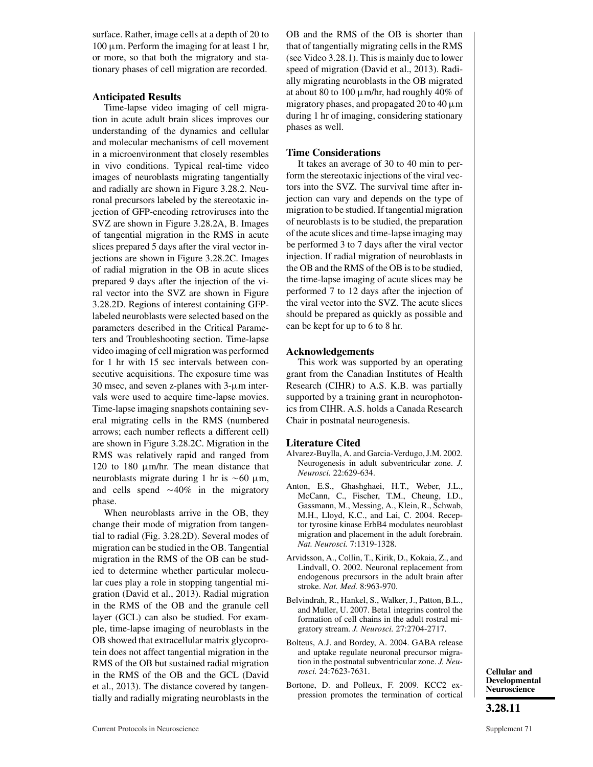surface. Rather, image cells at a depth of 20 to 100 μm. Perform the imaging for at least 1 hr, or more, so that both the migratory and stationary phases of cell migration are recorded.

### Anticipated Results

Time-lapse video imaging of cell migration in acute adult brain slices improves our understanding of the dynamics and cellular and molecular mechanisms of cell movement in a microenvironment that closely resembles in vivo conditions. Typical real-time video images of neuroblasts migrating tangentially and radially are shown in Figure 3.28.2. Neuronal precursors labeled by the stereotaxic injection of GFP-encoding retroviruses into the SVZ are shown in Figure 3.28.2A, B. Images of tangential migration in the RMS in acute slices prepared 5 days after the viral vector injections are shown in Figure 3.28.2C. Images of radial migration in the OB in acute slices prepared 9 days after the injection of the viral vector into the SVZ are shown in Figure 3.28.2D. Regions of interest containing GFP-labeled neuroblasts were selected based on the parameters described in the Critical Parameters and Troubleshooting section. Time-lapse video imaging of cell migration was performed for 1 hr with 15 sec intervals between consecutive acquisitions. The exposure time was 30 msec, and seven z-planes with 3-μm intervals were used to acquire time-lapse movies. Time-lapse imaging snapshots containing several migrating cells in the RMS (numbered arrows; each number reflects a different cell) are shown in Figure 3.28.2C. Migration in the RMS was relatively rapid and ranged from 120 to 180 μm/hr. The mean distance that neuroblasts migrate during 1 hr is ~60 μm, and cells spend ~40% in the migratory phase.

When neuroblasts arrive in the OB, they change their mode of migration from tangential to radial (Fig. 3.28.2D). Several modes of migration can be studied in the OB. Tangential migration in the RMS of the OB can be studied to determine whether particular molecular cues play a role in stopping tangential migration (David et al., 2013). Radial migration in the RMS of the OB and the granule cell layer (GCL) can also be studied. For example, time-lapse imaging of neuroblasts in the OB showed that extracellular matrix glycoprotein does not affect tangential migration in the RMS of the OB but sustained radial migration in the RMS of the OB and the GCL (David et al., 2013). The distance covered by tangentially and radially migrating neuroblasts in the OB and the RMS of the OB is shorter than that of tangentially migrating cells in the RMS (see Video 3.28.1). This is mainly due to lower speed of migration (David et al., 2013). Radially migrating neuroblasts in the OB migrated at about 80 to 100 μm/hr, had roughly 40% of migratory phases, and propagated 20 to 40 μm during 1 hr of imaging, considering stationary phases as well.

### Time Considerations

It takes an average of 30 to 40 min to perform the stereotaxic injections of the viral vectors into the SVZ. The survival time after injection can vary and depends on the type of migration to be studied. If tangential migration of neuroblasts is to be studied, the preparation of the acute slices and time-lapse imaging may be performed 3 to 7 days after the viral vector injection. If radial migration of neuroblasts in the OB and the RMS of the OB is to be studied, the time-lapse imaging of acute slices may be performed 7 to 12 days after the injection of the viral vector into the SVZ. The acute slices should be prepared as quickly as possible and can be kept for up to 6 to 8 hr.

### Acknowledgements

This work was supported by an operating grant from the Canadian Institutes of Health Research (CIHR) to A.S. K.B. was partially supported by a training grant in neurophotonics from CIHR. A.S. holds a Canada Research Chair in postnatal neurogenesis.

### Literature Cited

Alvarez-Buylla, A. and Garcia-Verdugo, J.M. 2002. Neurogenesis in adult subventricular zone. *J. Neurosci.* 22:629-634.

Anton, E.S., Ghashghaei, H.T., Weber, J.L., McCann, C., Fischer, T.M., Cheung, I.D., Gassmann, M., Messing, A., Klein, R., Schwab, M.H., Lloyd, K.C., and Lai, C. 2004. Receptor tyrosine kinase ErbB4 modulates neuroblast migration and placement in the adult forebrain. *Nat. Neurosci.* 7:1319-1328.

Arvidsson, A., Collin, T., Kirik, D., Kokaia, Z., and Lindvall, O. 2002. Neuronal replacement from endogenous precursors in the adult brain after stroke. *Nat. Med.* 8:963-970.

Belvindrah, R., Hankel, S., Walker, J., Patton, B.L., and Muller, U. 2007. Beta1 integrins control the formation of cell chains in the adult rostral migratory stream. *J. Neurosci.* 27:2704-2717.

Bolteus, A.J. and Bordey, A. 2004. GABA release and uptake regulate neuronal precursor migration in the postnatal subventricular zone. *J. Neurosci.* 24:7623-7631.

Bortone, D. and Polleux, F. 2009. KCC2 expression promotes the termination of cortical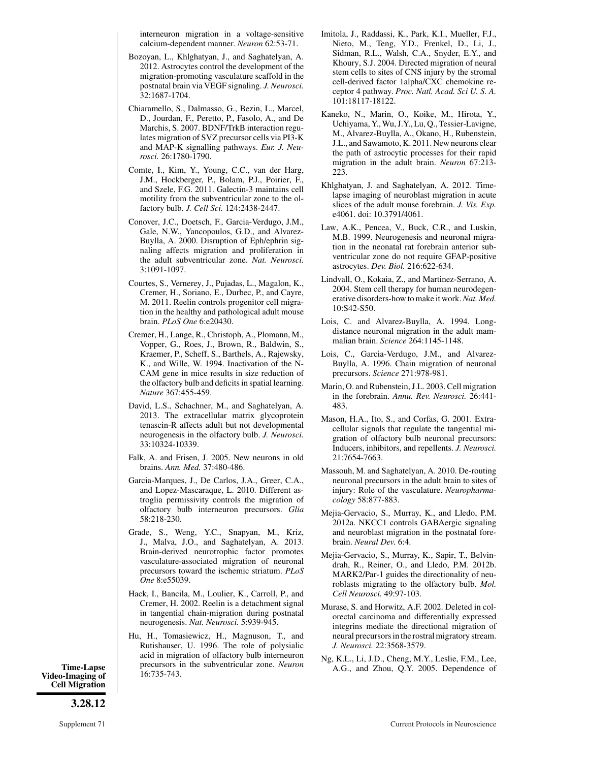interneuron migration in a voltage-sensitive calcium-dependent manner. *Neuron* 62:53-71.

Bozoyan, L., Khlghatyan, J., and Saghatelyan, A. 2012. Astrocytes control the development of the migration-promoting vasculature scaffold in the postnatal brain via VEGF signaling. *J. Neurosci.* 32:1687-1704.

Chiaramello, S., Dalmasso, G., Bezin, L., Marcel, D., Jourdan, F., Peretto, P., Fasolo, A., and De Marchis, S. 2007. BDNF/TrkB interaction regulates migration of SVZ precursor cells via PI3-K and MAP-K signalling pathways. *Eur. J. Neurosci.* 26:1780-1790.

Comte, I., Kim, Y., Young, C.C., van der Harg, J.M., Hockberger, P., Bolam, P.J., Poirier, F., and Szele, F.G. 2011. Galectin-3 maintains cell motility from the subventricular zone to the olfactory bulb. *J. Cell Sci.* 124:2438-2447.

Conover, J.C., Doetsch, F., Garcia-Verdugo, J.M., Gale, N.W., Yancopoulos, G.D., and Alvarez-Buylla, A. 2000. Disruption of Eph/ephrin signaling affects migration and proliferation in the adult subventricular zone. *Nat. Neurosci.* 3:1091-1097.

Courtes, S., Vernerey, J., Pujadas, L., Magalon, K., Cremer, H., Soriano, E., Durbec, P., and Cayre, M. 2011. Reelin controls progenitor cell migration in the healthy and pathological adult mouse brain. *PLoS One* 6:e20430.

Cremer, H., Lange, R., Christoph, A., Plomann, M., Vopper, G., Roes, J., Brown, R., Baldwin, S., Kraemer, P., Scheff, S., Barthels, A., Rajewsky, K., and Wille, W. 1994. Inactivation of the N-CAM gene in mice results in size reduction of the olfactory bulb and deficits in spatial learning. *Nature* 367:455-459.

David, L.S., Schachner, M., and Saghatelyan, A. 2013. The extracellular matrix glycoprotein tenascin-R affects adult but not developmental neurogenesis in the olfactory bulb. *J. Neurosci.* 33:10324-10339.

Falk, A. and Frisen, J. 2005. New neurons in old brains. *Ann. Med.* 37:480-486.

Garcia-Marques, J., De Carlos, J.A., Greer, C.A., and Lopez-Mascaraque, L. 2010. Different astroglia permissivity controls the migration of olfactory bulb interneuron precursors. *Glia* 58:218-230.

Grade, S., Weng, Y.C., Snapyan, M., Kriz, J., Malva, J.O., and Saghatelyan, A. 2013. Brain-derived neurotrophic factor promotes vasculature-associated migration of neuronal precursors toward the ischemic striatum. *PLoS One* 8:e55039.

Hack, I., Bancila, M., Loulier, K., Carroll, P., and Cremer, H. 2002. Reelin is a detachment signal in tangential chain-migration during postnatal neurogenesis. *Nat. Neurosci.* 5:939-945.

Hu, H., Tomasiewicz, H., Magnuson, T., and Rutishauser, U. 1996. The role of polysialic acid in migration of olfactory bulb interneuron precursors in the subventricular zone. *Neuron* 16:735-743.

Imitola, J., Raddassi, K., Park, K.I., Mueller, F.J., Nieto, M., Teng, Y.D., Frenkel, D., Li, J., Sidman, R.L., Walsh, C.A., Snyder, E.Y., and Khoury, S.J. 2004. Directed migration of neural stem cells to sites of CNS injury by the stromal cell-derived factor 1alpha/CXC chemokine receptor 4 pathway. *Proc. Natl. Acad. Sci U. S. A.* 101:18117-18122.

Kaneko, N., Marin, O., Koike, M., Hirota, Y., Uchiyama, Y., Wu, J.Y., Lu, Q., Tessier-Lavigne, M., Alvarez-Buylla, A., Okano, H., Rubenstein, J.L., and Sawamoto, K. 2011. New neurons clear the path of astrocytic processes for their rapid migration in the adult brain. *Neuron* 67:213-223.

Khlghatyan, J. and Saghatelyan, A. 2012. Time-lapse imaging of neuroblast migration in acute slices of the adult mouse forebrain. *J. Vis. Exp.* e4061. doi: 10.3791/4061.

Law, A.K., Pencea, V., Buck, C.R., and Luskin, M.B. 1999. Neurogenesis and neuronal migration in the neonatal rat forebrain anterior subventricular zone do not require GFAP-positive astrocytes. *Dev. Biol.* 216:622-634.

Lindvall, O., Kokaia, Z., and Martinez-Serrano, A. 2004. Stem cell therapy for human neurodegenerative disorders-how to make it work. *Nat. Med.* 10:S42-S50.

Lois, C. and Alvarez-Buylla, A. 1994. Long-distance neuronal migration in the adult mammalian brain. *Science* 264:1145-1148.

Lois, C., Garcia-Verdugo, J.M., and Alvarez-Buylla, A. 1996. Chain migration of neuronal precursors. *Science* 271:978-981.

Marin, O. and Rubenstein, J.L. 2003. Cell migration in the forebrain. *Annu. Rev. Neurosci.* 26:441-483.

Mason, H.A., Ito, S., and Corfas, G. 2001. Extracellular signals that regulate the tangential migration of olfactory bulb neuronal precursors: Inducers, inhibitors, and repellents. *J. Neurosci.* 21:7654-7663.

Massouh, M. and Saghatelyan, A. 2010. De-routing neuronal precursors in the adult brain to sites of injury: Role of the vasculature. *Neuropharmacology* 58:877-883.

Mejia-Gervacio, S., Murray, K., and Lledo, P.M. 2012a. NKCC1 controls GABAergic signaling and neuroblast migration in the postnatal forebrain. *Neural Dev.* 6:4.

Mejia-Gervacio, S., Murray, K., Sapir, T., Belvindrah, R., Reiner, O., and Lledo, P.M. 2012b. MARK2/Par-1 guides the directionality of neuroblasts migrating to the olfactory bulb. *Mol. Cell Neurosci.* 49:97-103.

Murase, S. and Horwitz, A.F. 2002. Deleted in colorectal carcinoma and differentially expressed integrins mediate the directional migration of neural precursors in the rostral migratory stream. *J. Neurosci.* 22:3568-3579.

Ng, K.L., Li, J.D., Cheng, M.Y., Leslie, F.M., Lee, A.G., and Zhou, Q.Y. 2005. Dependence of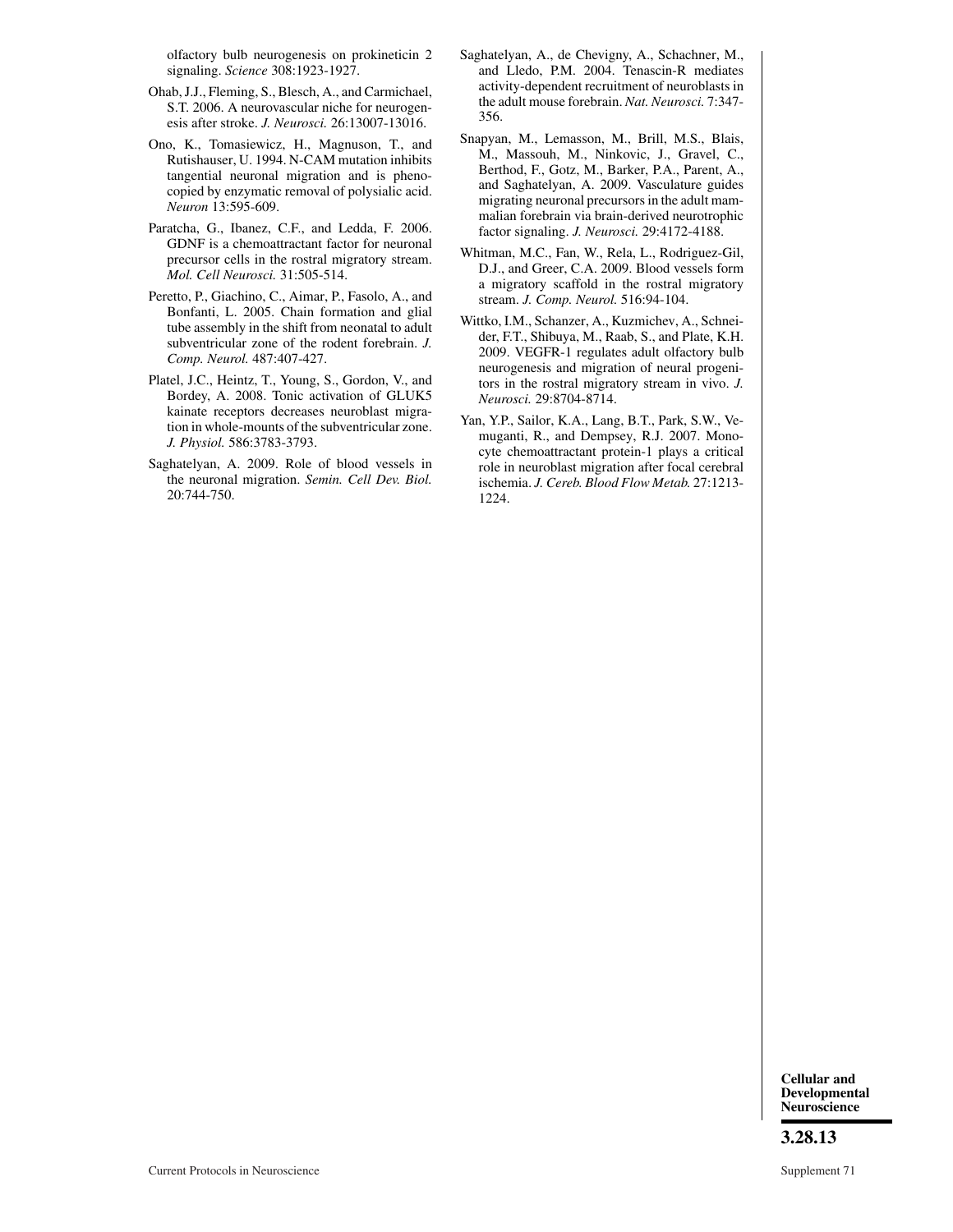olfactory bulb neurogenesis on prokineticin 2 signaling. *Science* 308:1923-1927.

Ohab, J.J., Fleming, S., Blesch, A., and Carmichael, S.T. 2006. A neurovascular niche for neurogenesis after stroke. *J. Neurosci.* 26:13007-13016.

Ono, K., Tomasiewicz, H., Magnuson, T., and Rutishauser, U. 1994. N-CAM mutation inhibits tangential neuronal migration and is phenocopied by enzymatic removal of polysialic acid. *Neuron* 13:595-609.

Paratcha, G., Ibanez, C.F., and Ledda, F. 2006. GDNF is a chemoattractant factor for neuronal precursor cells in the rostral migratory stream. *Mol. Cell Neurosci.* 31:505-514.

Peretto, P., Giachino, C., Aimar, P., Fasolo, A., and Bonfanti, L. 2005. Chain formation and glial tube assembly in the shift from neonatal to adult subventricular zone of the rodent forebrain. *J. Comp. Neurol.* 487:407-427.

Platel, J.C., Heintz, T., Young, S., Gordon, V., and Bordey, A. 2008. Tonic activation of GLUK5 kainate receptors decreases neuroblast migration in whole-mounts of the subventricular zone. *J. Physiol.* 586:3783-3793.

Saghatelyan, A. 2009. Role of blood vessels in the neuronal migration. *Semin. Cell Dev. Biol.* 20:744-750.

Saghatelyan, A., de Chevigny, A., Schachner, M., and Lledo, P.M. 2004. Tenascin-R mediates activity-dependent recruitment of neuroblasts in the adult mouse forebrain. *Nat. Neurosci.* 7:347-356.

Snapyan, M., Lemasson, M., Brill, M.S., Blais, M., Massouh, M., Ninkovic, J., Gravel, C., Berthod, F., Gotz, M., Barker, P.A., Parent, A., and Saghatelyan, A. 2009. Vasculature guides migrating neuronal precursors in the adult mammalian forebrain via brain-derived neurotrophic factor signaling. *J. Neurosci.* 29:4172-4188.

Whitman, M.C., Fan, W., Rela, L., Rodriguez-Gil, D.J., and Greer, C.A. 2009. Blood vessels form a migratory scaffold in the rostral migratory stream. *J. Comp. Neurol.* 516:94-104.

Wittko, I.M., Schanzer, A., Kuzmichev, A., Schneider, F.T., Shibuya, M., Raab, S., and Plate, K.H. 2009. VEGFR-1 regulates adult olfactory bulb neurogenesis and migration of neural progenitors in the rostral migratory stream in vivo. *J. Neurosci.* 29:8704-8714.

Yan, Y.P., Sailor, K.A., Lang, B.T., Park, S.W., Vemuganti, R., and Dempsey, R.J. 2007. Monocyte chemoattractant protein-1 plays a critical role in neuroblast migration after focal cerebral ischemia. *J. Cereb. Blood Flow Metab.* 27:1213-1224.